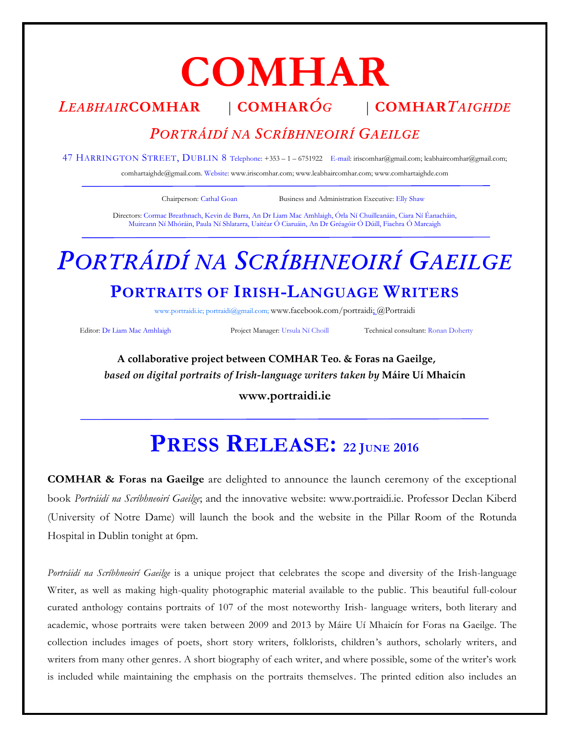# COMHAR

*LEABHAIR*COMHAR | COMHAR*ÓG* | COMHAR*TAIGHDE*

*PORTRÁIDÍ NA SCRÍBHNEOIRÍ GAEILGE*

47 HARRINGTON STREET, DUBLIN 8 Telephone: +353 – 1 – 6751922 E-mail: iriscomhar@gmail.com; leabhaircomhar@gmail.com; comhartaighde@gmail.com. Website: www.iriscomhar.com; www.leabhaircomhar.com; www.comhartaighde.com

Chairperson: Cathal Goan Business and Administration Executive: Elly Shaw

Directors: Cormac Breathnach, Kevin de Barra, An Dr Liam Mac Amhlaigh, Órla Ní Chuilleanáin, Ciara Ní Éanacháin, Muireann Ní Mhóráin, Paula Ní Shlatarra, Uaitéar Ó Ciaruáin, An Dr Gréagóir Ó Dúill, Fiachra Ó Marcaigh

# *PORTRÁIDÍ NA SCRÍBHNEOIRÍ GAEILGE*

## PORTRAITS OF IRISH-LANGUAGE WRITERS

www.portraidi.ie; portraidi@gmail.com; www.facebook.com/portraidi; @Portraidi

Editor: Dr Liam Mac Amhlaigh Project Manager: Ursula Ní Choill Technical consultant: Ronan Doherty

**A collaborative project between COMHAR Teo. & Foras na Gaeilge,** ***based on digital portraits of Irish-language writers taken by*** **Máire Uí Mhaicín**

**www.portraidi.ie**

# PRESS RELEASE: 22 JUNE 2016

**COMHAR & Foras na Gaeilge** are delighted to announce the launch ceremony of the exceptional book *Portráidí na Scríbhneoirí Gaeilge*; and the innovative website: www.portraidi.ie. Professor Declan Kiberd (University of Notre Dame) will launch the book and the website in the Pillar Room of the Rotunda Hospital in Dublin tonight at 6pm.

*Portráidí na Scríbhneoirí Gaeilge* is a unique project that celebrates the scope and diversity of the Irish-language Writer, as well as making high-quality photographic material available to the public. This beautiful full-colour curated anthology contains portraits of 107 of the most noteworthy Irish- language writers, both literary and academic, whose portraits were taken between 2009 and 2013 by Máire Uí Mhaicín for Foras na Gaeilge. The collection includes images of poets, short story writers, folklorists, children's authors, scholarly writers, and writers from many other genres. A short biography of each writer, and where possible, some of the writer's work is included while maintaining the emphasis on the portraits themselves. The printed edition also includes an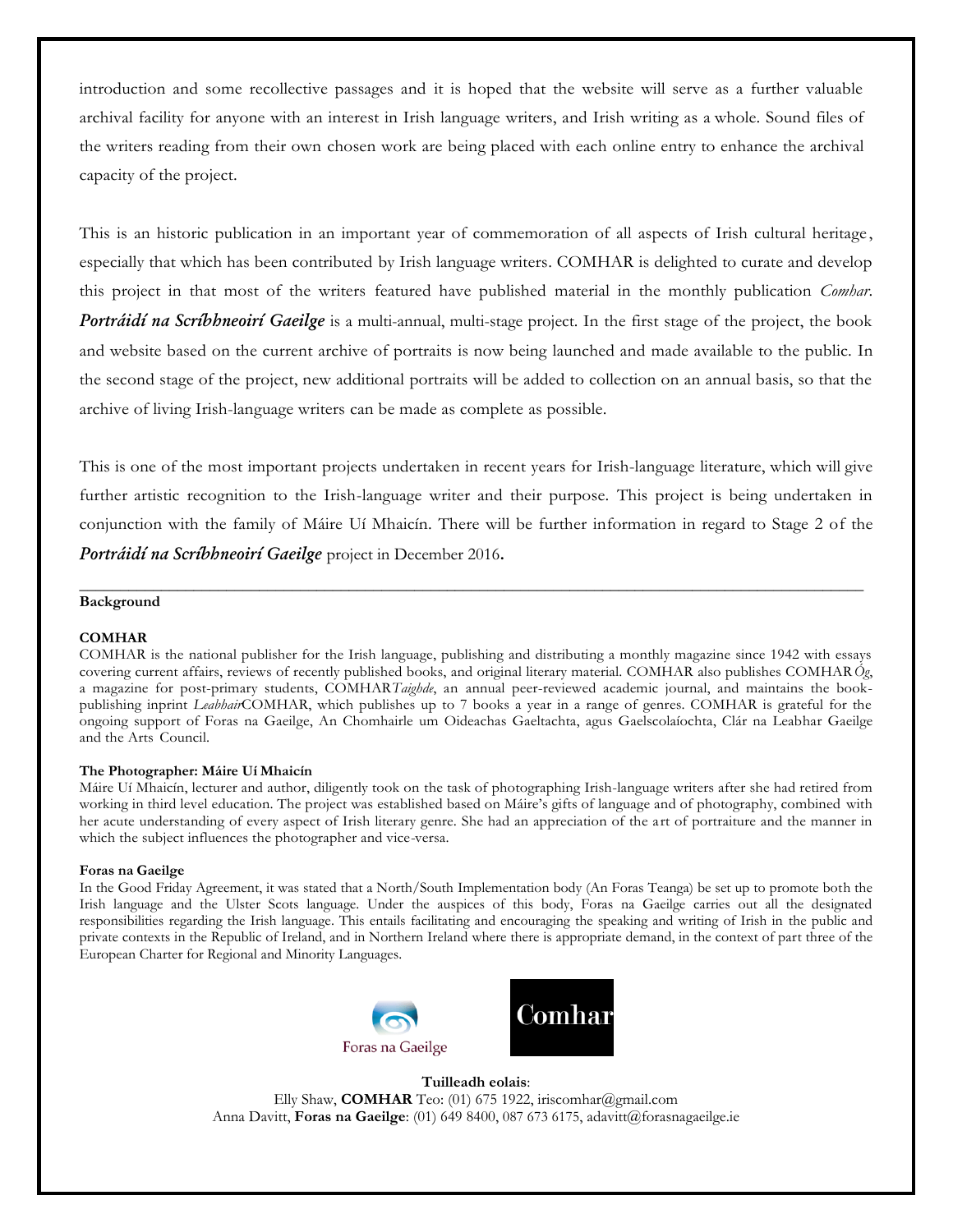introduction and some recollective passages and it is hoped that the website will serve as a further valuable archival facility for anyone with an interest in Irish language writers, and Irish writing as a whole. Sound files of the writers reading from their own chosen work are being placed with each online entry to enhance the archival capacity of the project.

This is an historic publication in an important year of commemoration of all aspects of Irish cultural heritage, especially that which has been contributed by Irish language writers. COMHAR is delighted to curate and develop this project in that most of the writers featured have published material in the monthly publication *Comhar*. ***Portráidí na Scríbhneoirí Gaeilge*** is a multi-annual, multi-stage project. In the first stage of the project, the book and website based on the current archive of portraits is now being launched and made available to the public. In the second stage of the project, new additional portraits will be added to collection on an annual basis, so that the archive of living Irish-language writers can be made as complete as possible.

This is one of the most important projects undertaken in recent years for Irish-language literature, which will give further artistic recognition to the Irish-language writer and their purpose. This project is being undertaken in conjunction with the family of Máire Uí Mhaicín. There will be further information in regard to Stage 2 of the ***Portráidí na Scríbhneoirí Gaeilge*** project in December 2016**.**

---

**Background**

**COMHAR**

COMHAR is the national publisher for the Irish language, publishing and distributing a monthly magazine since 1942 with essays covering current affairs, reviews of recently published books, and original literary material. COMHAR also publishes COMHAR*Óg*, a magazine for post-primary students, COMHAR*Taighde*, an annual peer-reviewed academic journal, and maintains the book-publishing inprint *Leabhair*COMHAR, which publishes up to 7 books a year in a range of genres. COMHAR is grateful for the ongoing support of Foras na Gaeilge, An Chomhairle um Oideachas Gaeltachta, agus Gaelscolaíochta, Clár na Leabhar Gaeilge and the Arts Council.

**The Photographer: Máire Uí Mhaicín**

Máire Uí Mhaicín, lecturer and author, diligently took on the task of photographing Irish-language writers after she had retired from working in third level education. The project was established based on Máire's gifts of language and of photography, combined with her acute understanding of every aspect of Irish literary genre. She had an appreciation of the art of portraiture and the manner in which the subject influences the photographer and vice-versa.

**Foras na Gaeilge**

In the Good Friday Agreement, it was stated that a North/South Implementation body (An Foras Teanga) be set up to promote both the Irish language and the Ulster Scots language. Under the auspices of this body, Foras na Gaeilge carries out all the designated responsibilities regarding the Irish language. This entails facilitating and encouraging the speaking and writing of Irish in the public and private contexts in the Republic of Ireland, and in Northern Ireland where there is appropriate demand, in the context of part three of the European Charter for Regional and Minority Languages.

Foras na Gaeilge

Comhar

**Tuilleadh eolais**:
Elly Shaw, **COMHAR** Teo: (01) 675 1922, iriscomhar@gmail.com
Anna Davitt, **Foras na Gaeilge**: (01) 649 8400, 087 673 6175, adavitt@forasnagaeilge.ie